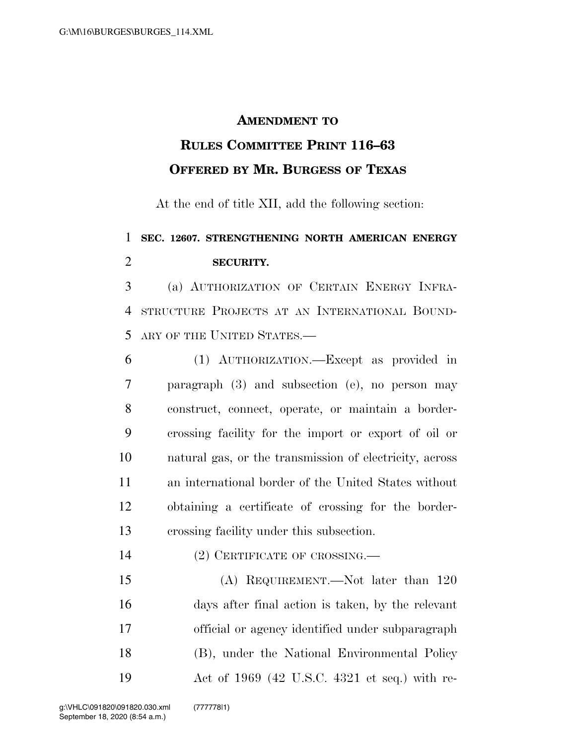# AMENDMENT TO RULES COMMITTEE PRINT 116–63 OFFERED BY MR. BURGESS OF TEXAS

At the end of title XII, add the following section:

**SEC. 12607. STRENGTHENING NORTH AMERICAN ENERGY SECURITY.**

(a) AUTHORIZATION OF CERTAIN ENERGY INFRASTRUCTURE PROJECTS AT AN INTERNATIONAL BOUNDARY OF THE UNITED STATES.—

(1) AUTHORIZATION.—Except as provided in paragraph (3) and subsection (e), no person may construct, connect, operate, or maintain a border-crossing facility for the import or export of oil or natural gas, or the transmission of electricity, across an international border of the United States without obtaining a certificate of crossing for the border-crossing facility under this subsection.

(2) CERTIFICATE OF CROSSING.—

(A) REQUIREMENT.—Not later than 120 days after final action is taken, by the relevant official or agency identified under subparagraph (B), under the National Environmental Policy Act of 1969 (42 U.S.C. 4321 et seq.) with re-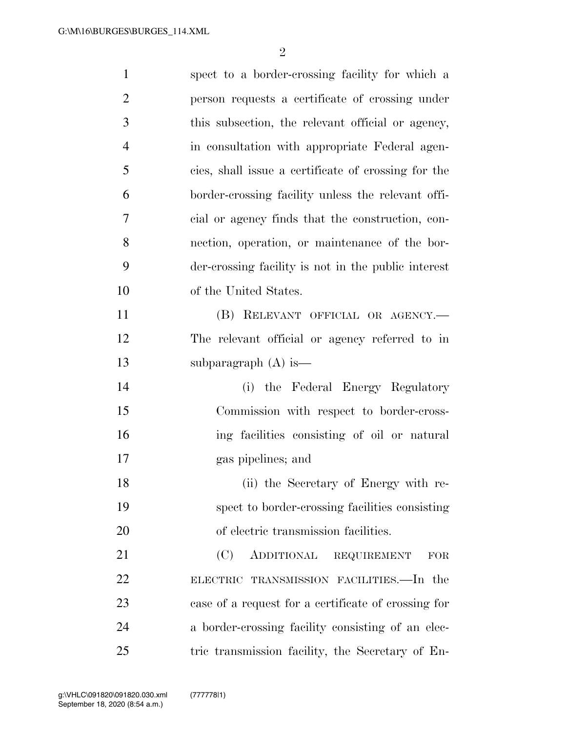spect to a border-crossing facility for which a person requests a certificate of crossing under this subsection, the relevant official or agency, in consultation with appropriate Federal agencies, shall issue a certificate of crossing for the border-crossing facility unless the relevant official or agency finds that the construction, connection, operation, or maintenance of the border-crossing facility is not in the public interest of the United States.

(B) RELEVANT OFFICIAL OR AGENCY.—The relevant official or agency referred to in subparagraph (A) is—

(i) the Federal Energy Regulatory Commission with respect to border-crossing facilities consisting of oil or natural gas pipelines; and

(ii) the Secretary of Energy with respect to border-crossing facilities consisting of electric transmission facilities.

(C) ADDITIONAL REQUIREMENT FOR ELECTRIC TRANSMISSION FACILITIES.—In the case of a request for a certificate of crossing for a border-crossing facility consisting of an electric transmission facility, the Secretary of En-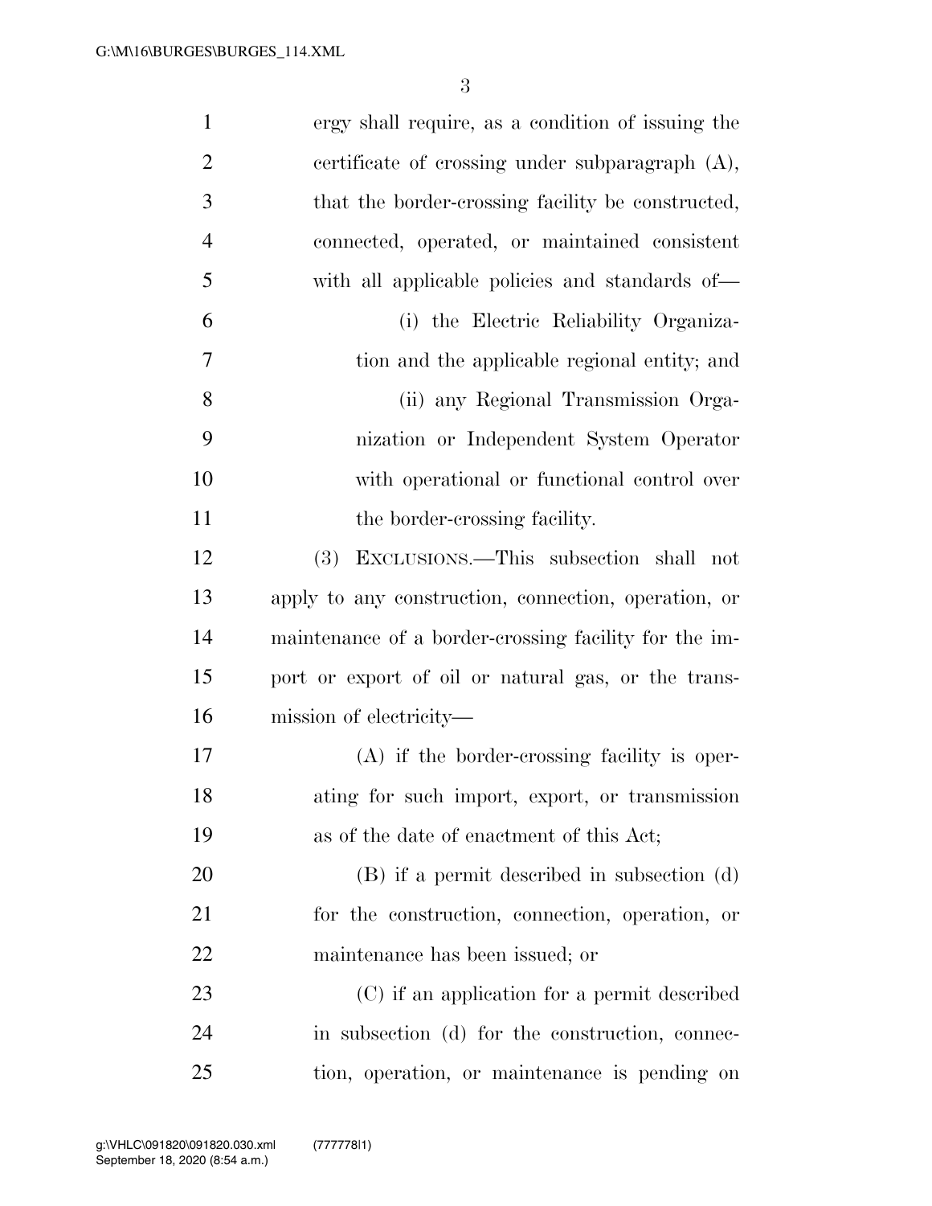ergy shall require, as a condition of issuing the certificate of crossing under subparagraph (A), that the border-crossing facility be constructed, connected, operated, or maintained consistent with all applicable policies and standards of—

(i) the Electric Reliability Organization and the applicable regional entity; and

(ii) any Regional Transmission Organization or Independent System Operator with operational or functional control over the border-crossing facility.

(3) EXCLUSIONS.—This subsection shall not apply to any construction, connection, operation, or maintenance of a border-crossing facility for the import or export of oil or natural gas, or the transmission of electricity—

(A) if the border-crossing facility is operating for such import, export, or transmission as of the date of enactment of this Act;

(B) if a permit described in subsection (d) for the construction, connection, operation, or maintenance has been issued; or

(C) if an application for a permit described in subsection (d) for the construction, connection, operation, or maintenance is pending on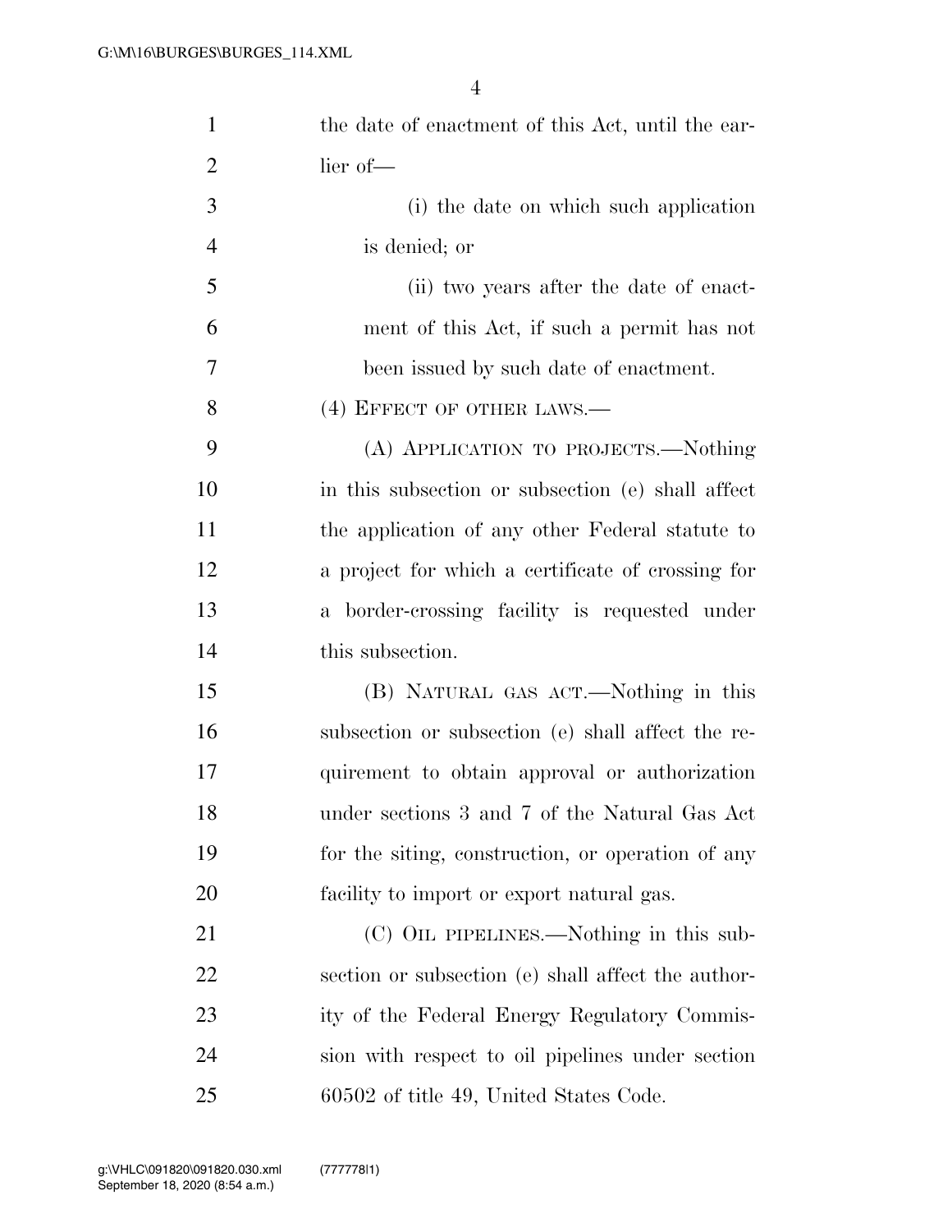the date of enactment of this Act, until the earlier of—

(i) the date on which such application is denied; or

(ii) two years after the date of enactment of this Act, if such a permit has not been issued by such date of enactment.

(4) EFFECT OF OTHER LAWS.—

(A) APPLICATION TO PROJECTS.—Nothing in this subsection or subsection (e) shall affect the application of any other Federal statute to a project for which a certificate of crossing for a border-crossing facility is requested under this subsection.

(B) NATURAL GAS ACT.—Nothing in this subsection or subsection (e) shall affect the requirement to obtain approval or authorization under sections 3 and 7 of the Natural Gas Act for the siting, construction, or operation of any facility to import or export natural gas.

(C) OIL PIPELINES.—Nothing in this subsection or subsection (e) shall affect the authority of the Federal Energy Regulatory Commission with respect to oil pipelines under section 60502 of title 49, United States Code.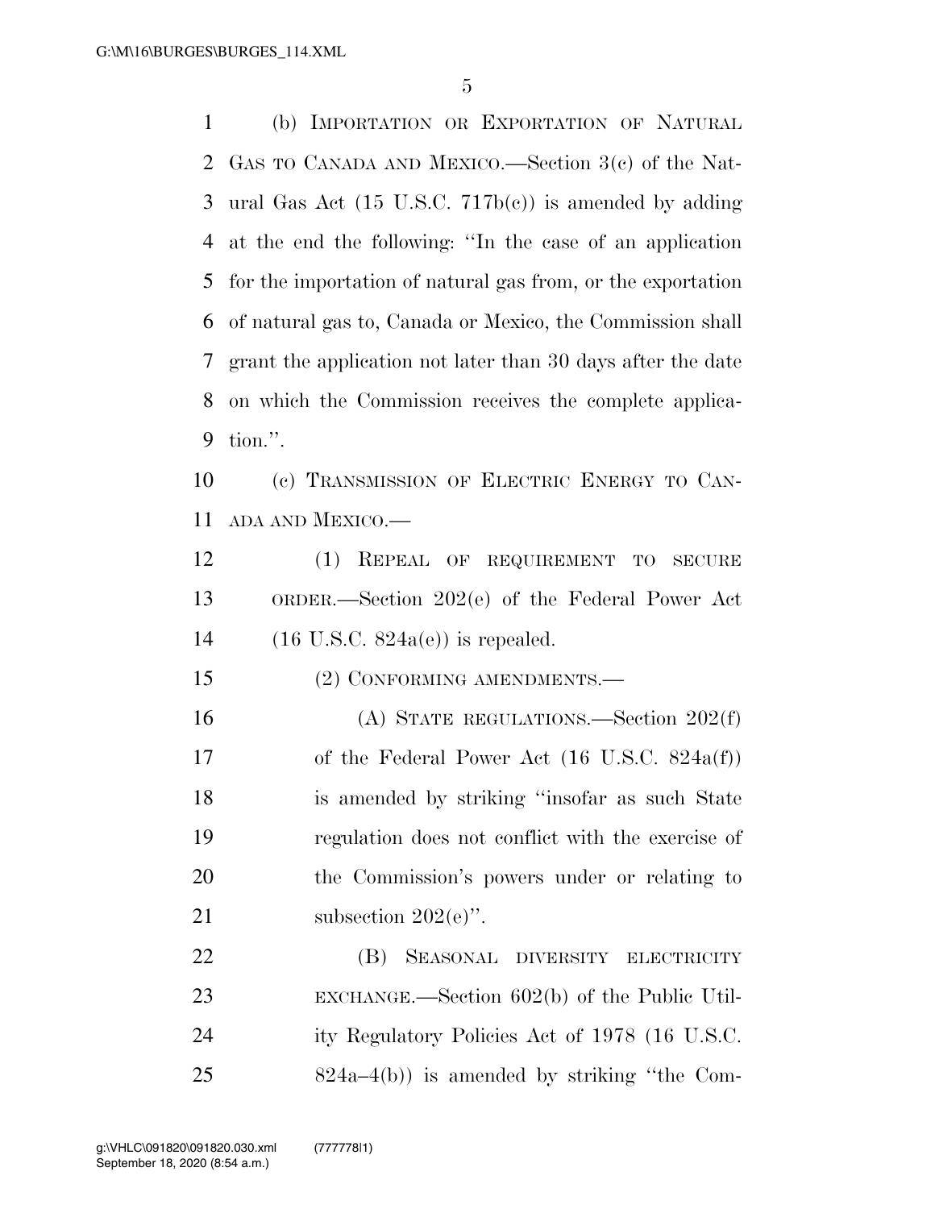(b) IMPORTATION OR EXPORTATION OF NATURAL GAS TO CANADA AND MEXICO.—Section 3(c) of the Natural Gas Act (15 U.S.C. 717b(c)) is amended by adding at the end the following: ''In the case of an application for the importation of natural gas from, or the exportation of natural gas to, Canada or Mexico, the Commission shall grant the application not later than 30 days after the date on which the Commission receives the complete application.''.

(c) TRANSMISSION OF ELECTRIC ENERGY TO CANADA AND MEXICO.—

(1) REPEAL OF REQUIREMENT TO SECURE ORDER.—Section 202(e) of the Federal Power Act (16 U.S.C. 824a(e)) is repealed.

(2) CONFORMING AMENDMENTS.—

(A) STATE REGULATIONS.—Section 202(f) of the Federal Power Act (16 U.S.C. 824a(f)) is amended by striking ''insofar as such State regulation does not conflict with the exercise of the Commission's powers under or relating to subsection 202(e)''.

(B) SEASONAL DIVERSITY ELECTRICITY EXCHANGE.—Section 602(b) of the Public Utility Regulatory Policies Act of 1978 (16 U.S.C. 824a–4(b)) is amended by striking ''the Com-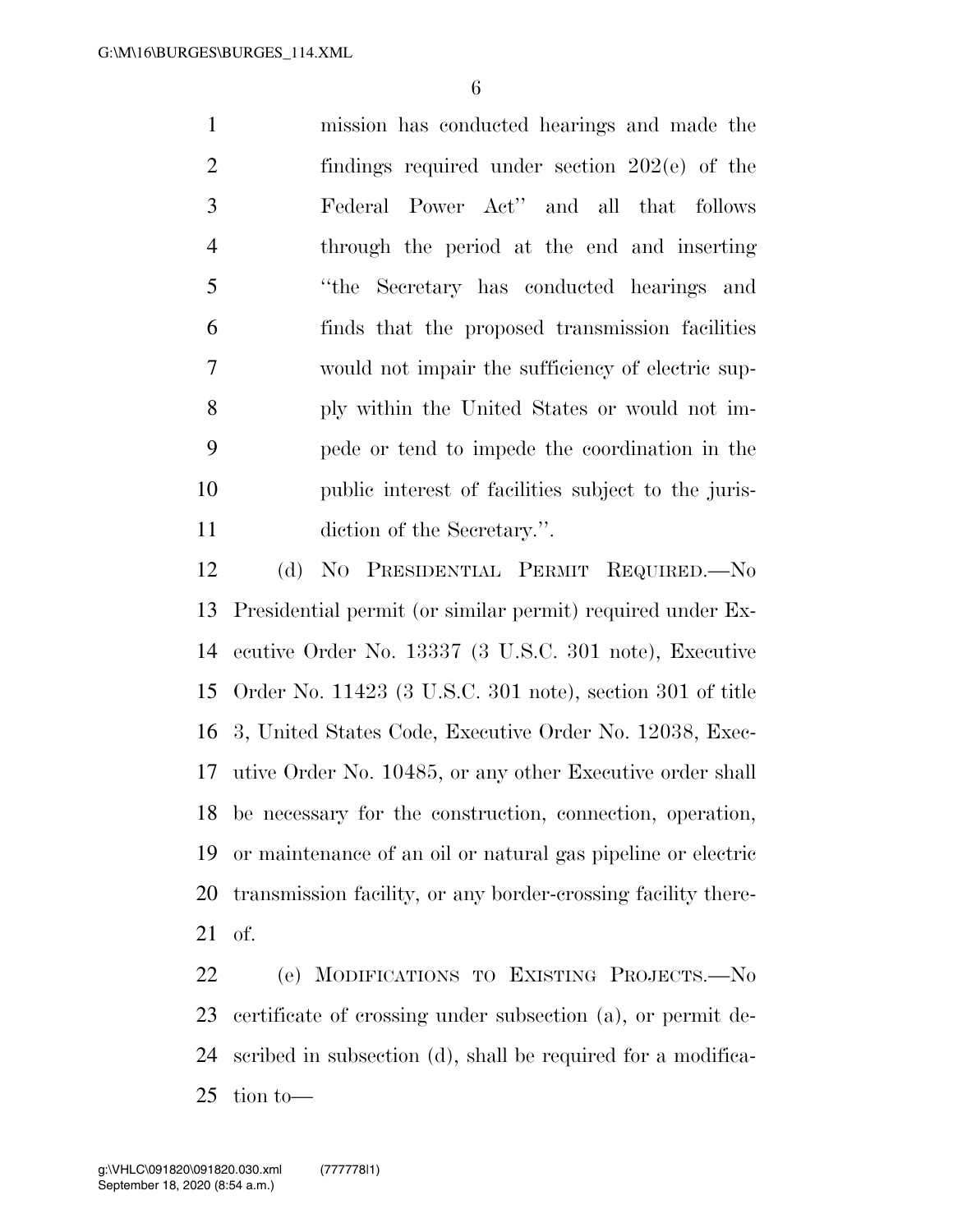mission has conducted hearings and made the findings required under section 202(e) of the Federal Power Act'' and all that follows through the period at the end and inserting ''the Secretary has conducted hearings and finds that the proposed transmission facilities would not impair the sufficiency of electric supply within the United States or would not impede or tend to impede the coordination in the public interest of facilities subject to the jurisdiction of the Secretary.''.

(d) NO PRESIDENTIAL PERMIT REQUIRED.—No Presidential permit (or similar permit) required under Executive Order No. 13337 (3 U.S.C. 301 note), Executive Order No. 11423 (3 U.S.C. 301 note), section 301 of title 3, United States Code, Executive Order No. 12038, Executive Order No. 10485, or any other Executive order shall be necessary for the construction, connection, operation, or maintenance of an oil or natural gas pipeline or electric transmission facility, or any border-crossing facility thereof.

(e) MODIFICATIONS TO EXISTING PROJECTS.—No certificate of crossing under subsection (a), or permit described in subsection (d), shall be required for a modification to—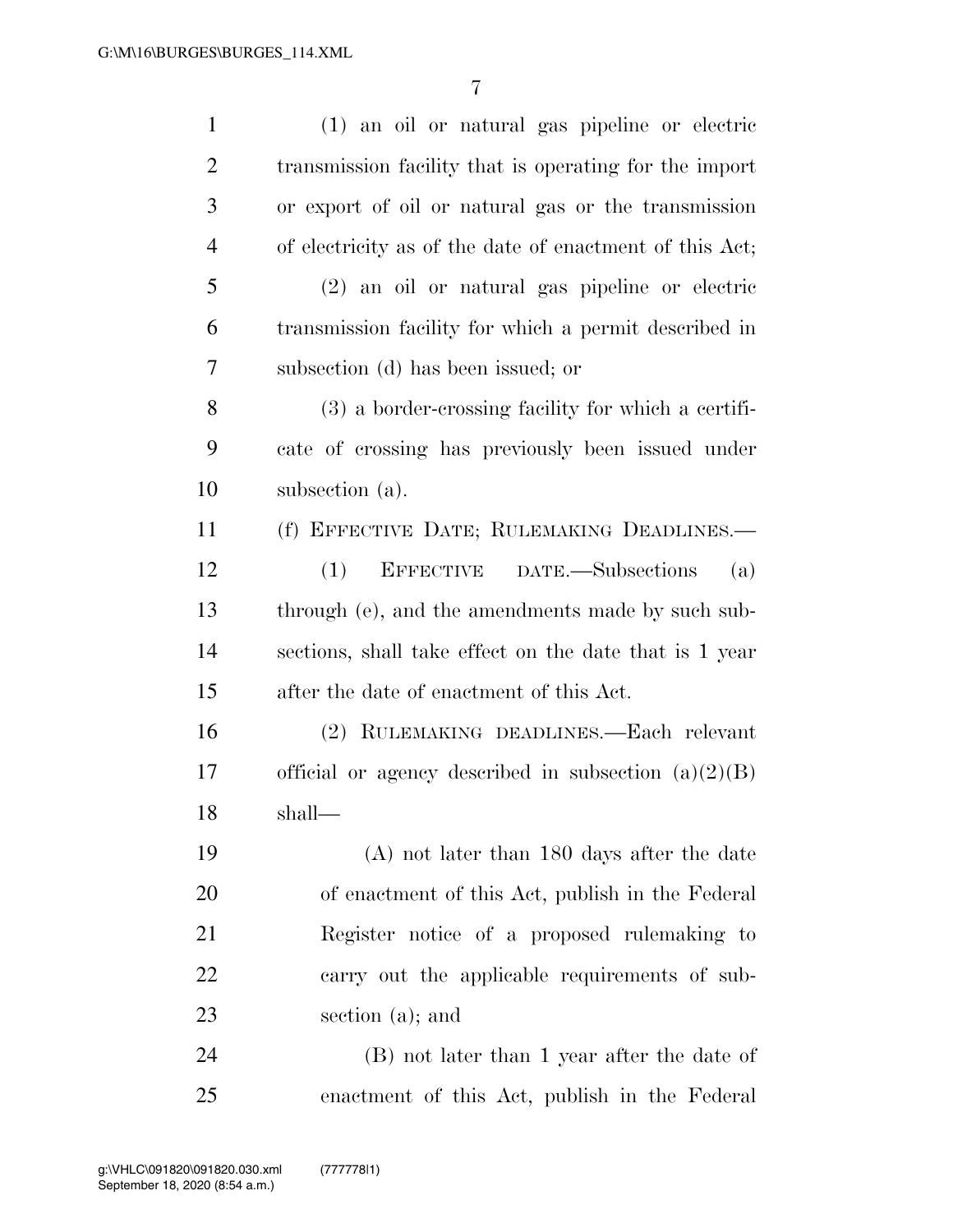(1) an oil or natural gas pipeline or electric transmission facility that is operating for the import or export of oil or natural gas or the transmission of electricity as of the date of enactment of this Act;

(2) an oil or natural gas pipeline or electric transmission facility for which a permit described in subsection (d) has been issued; or

(3) a border-crossing facility for which a certificate of crossing has previously been issued under subsection (a).

(f) EFFECTIVE DATE; RULEMAKING DEADLINES.—

(1) EFFECTIVE DATE.—Subsections (a) through (e), and the amendments made by such subsections, shall take effect on the date that is 1 year after the date of enactment of this Act.

(2) RULEMAKING DEADLINES.—Each relevant official or agency described in subsection (a)(2)(B) shall—

(A) not later than 180 days after the date of enactment of this Act, publish in the Federal Register notice of a proposed rulemaking to carry out the applicable requirements of subsection (a); and

(B) not later than 1 year after the date of enactment of this Act, publish in the Federal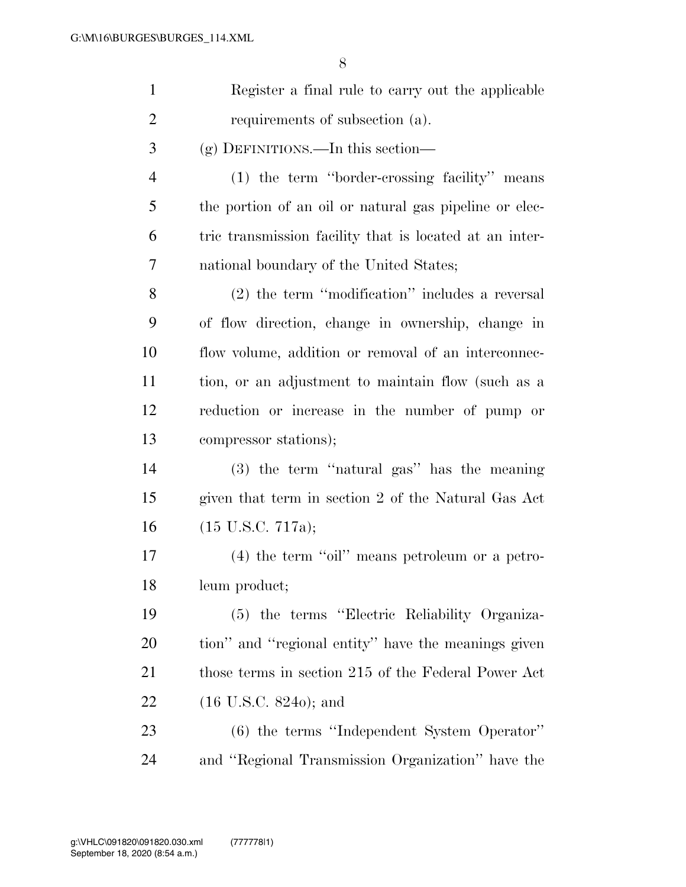Register a final rule to carry out the applicable requirements of subsection (a).

(g) DEFINITIONS.—In this section—

(1) the term ''border-crossing facility'' means the portion of an oil or natural gas pipeline or electric transmission facility that is located at an international boundary of the United States;

(2) the term ''modification'' includes a reversal of flow direction, change in ownership, change in flow volume, addition or removal of an interconnection, or an adjustment to maintain flow (such as a reduction or increase in the number of pump or compressor stations);

(3) the term ''natural gas'' has the meaning given that term in section 2 of the Natural Gas Act (15 U.S.C. 717a);

(4) the term ''oil'' means petroleum or a petroleum product;

(5) the terms ''Electric Reliability Organization'' and ''regional entity'' have the meanings given those terms in section 215 of the Federal Power Act (16 U.S.C. 824o); and

(6) the terms ''Independent System Operator'' and ''Regional Transmission Organization'' have the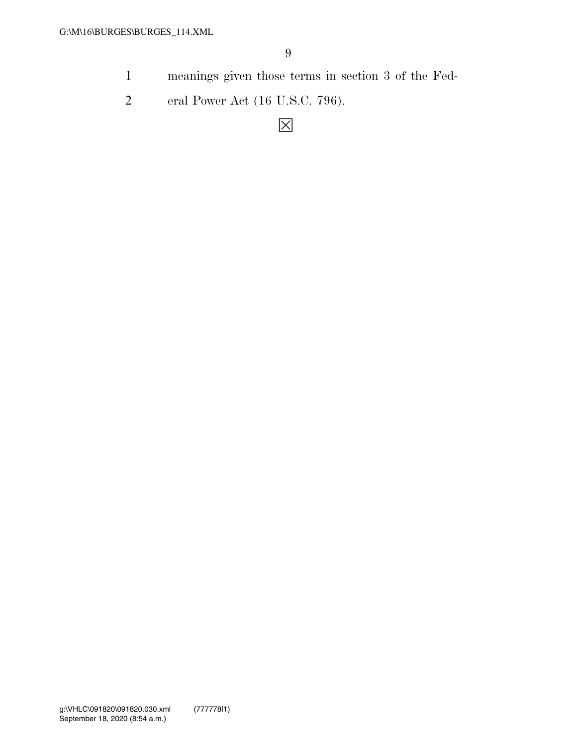meanings given those terms in section 3 of the Federal Power Act (16 U.S.C. 796).

☒